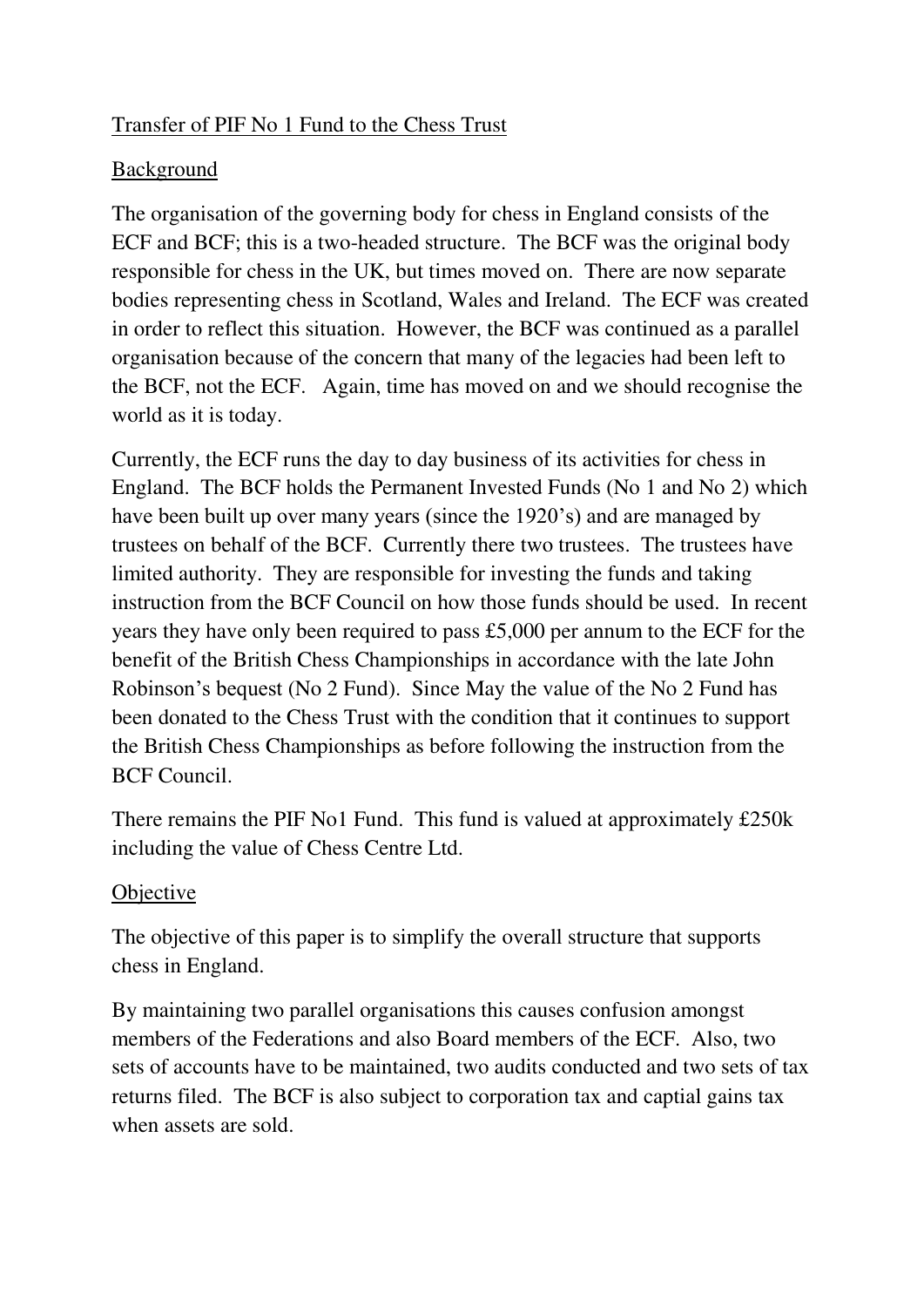# Transfer of PIF No 1 Fund to the Chess Trust

## Background

The organisation of the governing body for chess in England consists of the ECF and BCF; this is a two-headed structure. The BCF was the original body responsible for chess in the UK, but times moved on. There are now separate bodies representing chess in Scotland, Wales and Ireland. The ECF was created in order to reflect this situation. However, the BCF was continued as a parallel organisation because of the concern that many of the legacies had been left to the BCF, not the ECF. Again, time has moved on and we should recognise the world as it is today.

Currently, the ECF runs the day to day business of its activities for chess in England. The BCF holds the Permanent Invested Funds (No 1 and No 2) which have been built up over many years (since the 1920's) and are managed by trustees on behalf of the BCF. Currently there two trustees. The trustees have limited authority. They are responsible for investing the funds and taking instruction from the BCF Council on how those funds should be used. In recent years they have only been required to pass £5,000 per annum to the ECF for the benefit of the British Chess Championships in accordance with the late John Robinson's bequest (No 2 Fund). Since May the value of the No 2 Fund has been donated to the Chess Trust with the condition that it continues to support the British Chess Championships as before following the instruction from the BCF Council.

There remains the PIF No1 Fund. This fund is valued at approximately £250k including the value of Chess Centre Ltd.

## Objective

The objective of this paper is to simplify the overall structure that supports chess in England.

By maintaining two parallel organisations this causes confusion amongst members of the Federations and also Board members of the ECF. Also, two sets of accounts have to be maintained, two audits conducted and two sets of tax returns filed. The BCF is also subject to corporation tax and captial gains tax when assets are sold.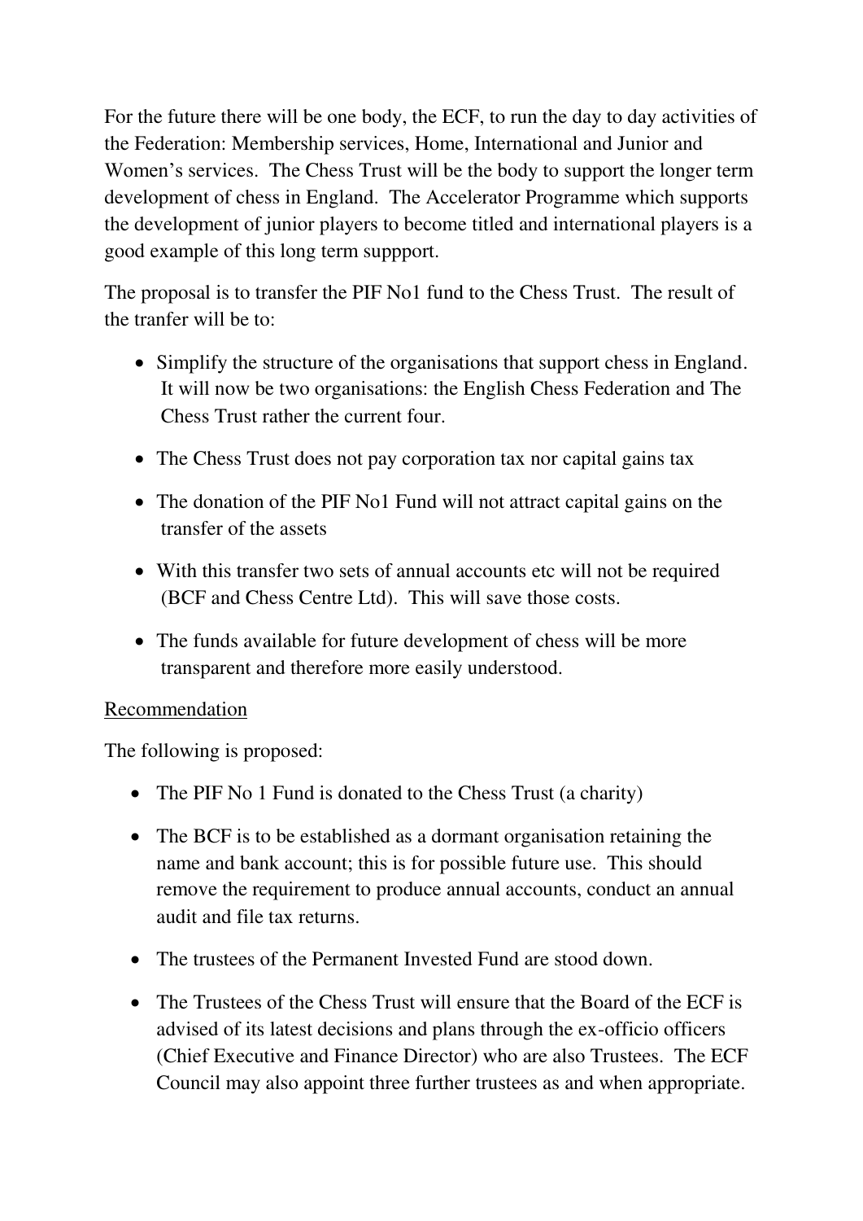For the future there will be one body, the ECF, to run the day to day activities of the Federation: Membership services, Home, International and Junior and Women's services. The Chess Trust will be the body to support the longer term development of chess in England. The Accelerator Programme which supports the development of junior players to become titled and international players is a good example of this long term suppport.

The proposal is to transfer the PIF No1 fund to the Chess Trust. The result of the tranfer will be to:

- Simplify the structure of the organisations that support chess in England. It will now be two organisations: the English Chess Federation and The Chess Trust rather the current four.
- The Chess Trust does not pay corporation tax nor capital gains tax
- The donation of the PIF No1 Fund will not attract capital gains on the transfer of the assets
- With this transfer two sets of annual accounts etc will not be required (BCF and Chess Centre Ltd). This will save those costs.
- The funds available for future development of chess will be more transparent and therefore more easily understood.

<u>Recommendation</u>

The following is proposed:

- The PIF No 1 Fund is donated to the Chess Trust (a charity)
- The BCF is to be established as a dormant organisation retaining the name and bank account; this is for possible future use. This should remove the requirement to produce annual accounts, conduct an annual audit and file tax returns.
- The trustees of the Permanent Invested Fund are stood down.
- The Trustees of the Chess Trust will ensure that the Board of the ECF is advised of its latest decisions and plans through the ex-officio officers (Chief Executive and Finance Director) who are also Trustees. The ECF Council may also appoint three further trustees as and when appropriate.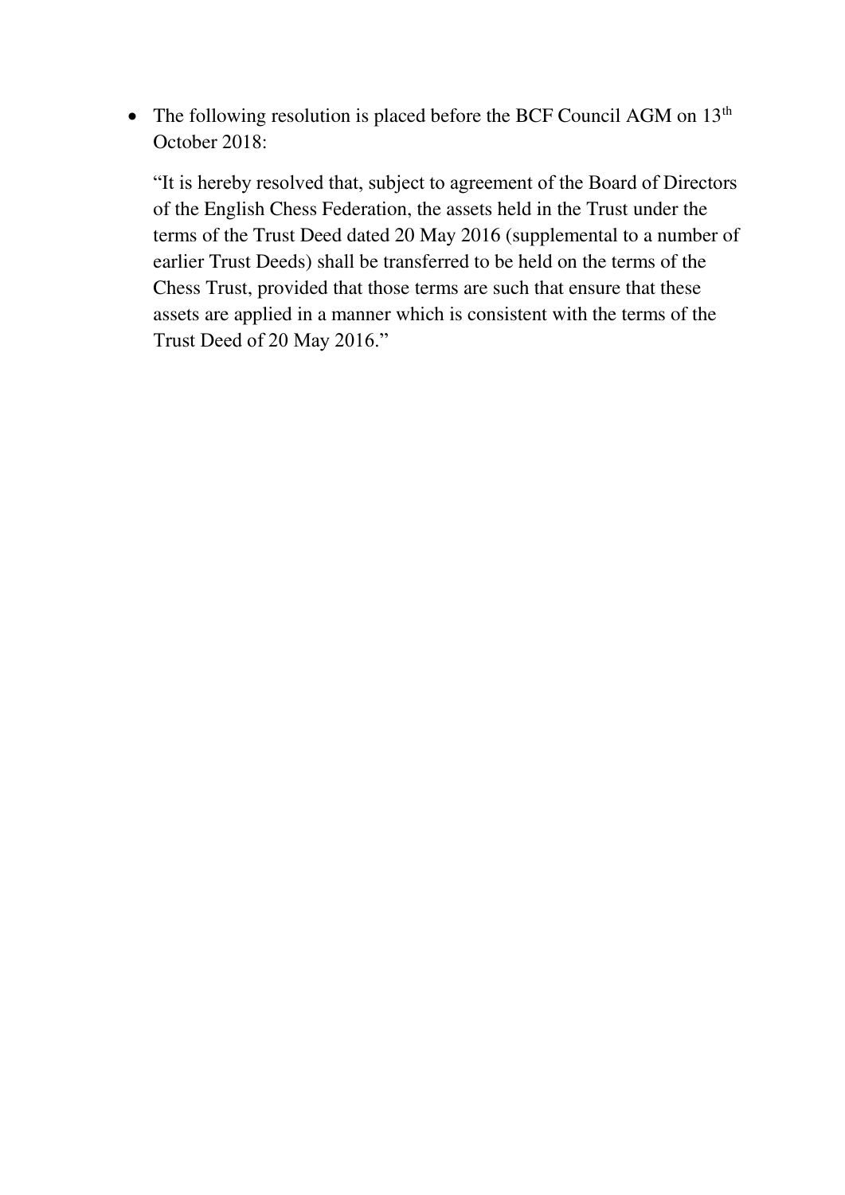- The following resolution is placed before the BCF Council AGM on 13th October 2018:

  "It is hereby resolved that, subject to agreement of the Board of Directors of the English Chess Federation, the assets held in the Trust under the terms of the Trust Deed dated 20 May 2016 (supplemental to a number of earlier Trust Deeds) shall be transferred to be held on the terms of the Chess Trust, provided that those terms are such that ensure that these assets are applied in a manner which is consistent with the terms of the Trust Deed of 20 May 2016."